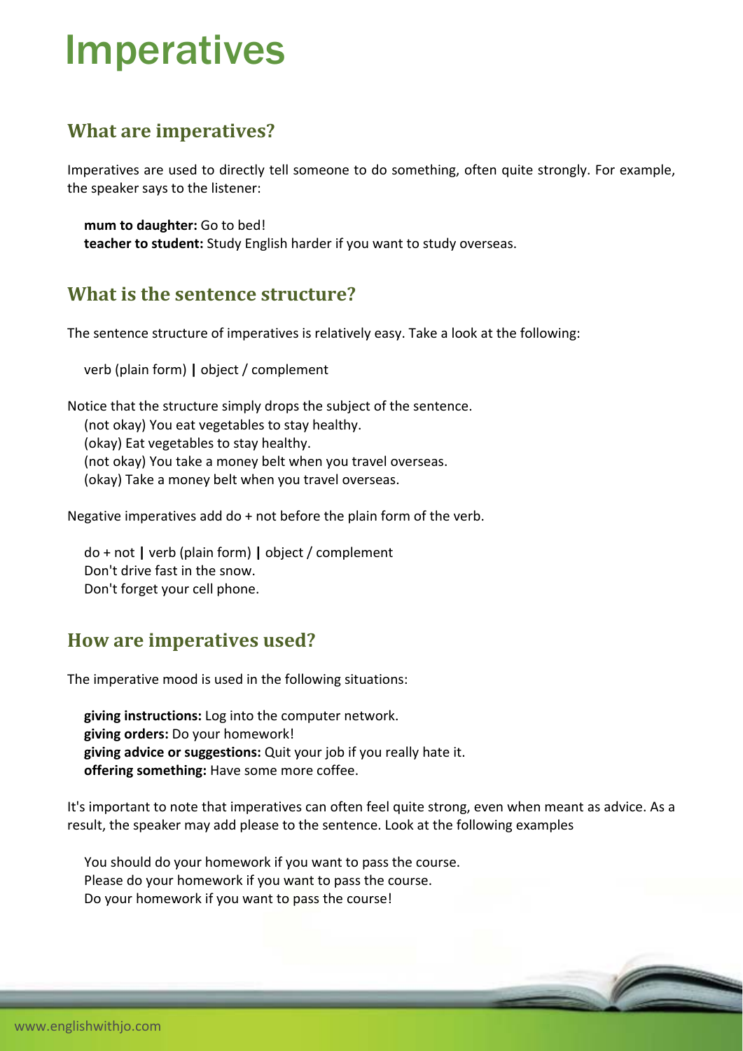# Imperatives

## What are imperatives?

Imperatives are used to directly tell someone to do something, often quite strongly. For example, the speaker says to the listener:

**mum to daughter:** Go to bed!
**teacher to student:** Study English harder if you want to study overseas.

## What is the sentence structure?

The sentence structure of imperatives is relatively easy. Take a look at the following:

verb (plain form) **|** object / complement

Notice that the structure simply drops the subject of the sentence.
(not okay) You eat vegetables to stay healthy.
(okay) Eat vegetables to stay healthy.
(not okay) You take a money belt when you travel overseas.
(okay) Take a money belt when you travel overseas.

Negative imperatives add do + not before the plain form of the verb.

do + not **|** verb (plain form) **|** object / complement
Don't drive fast in the snow.
Don't forget your cell phone.

## How are imperatives used?

The imperative mood is used in the following situations:

**giving instructions:** Log into the computer network.
**giving orders:** Do your homework!
**giving advice or suggestions:** Quit your job if you really hate it.
**offering something:** Have some more coffee.

It's important to note that imperatives can often feel quite strong, even when meant as advice. As a result, the speaker may add please to the sentence. Look at the following examples

You should do your homework if you want to pass the course.
Please do your homework if you want to pass the course.
Do your homework if you want to pass the course!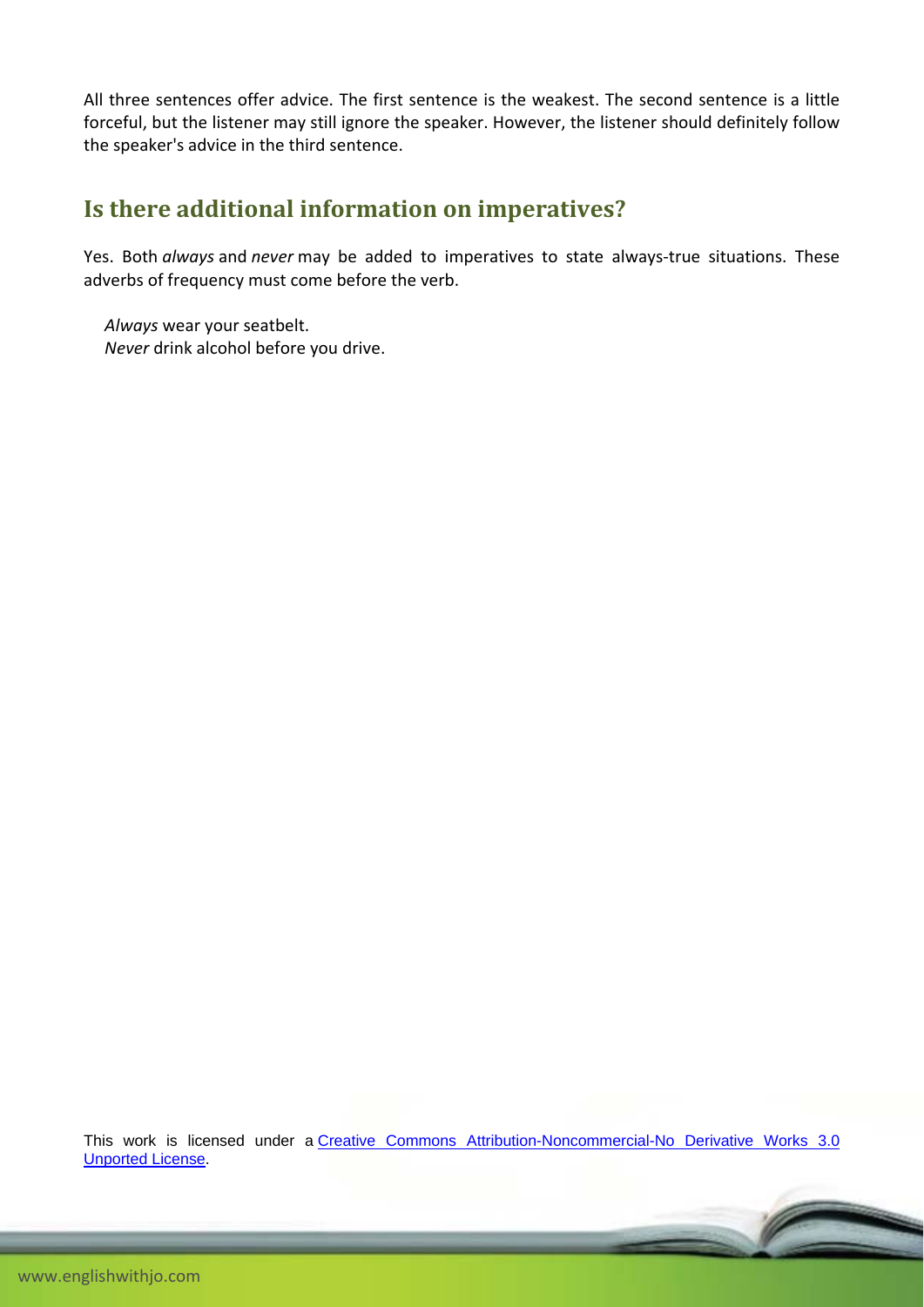All three sentences offer advice. The first sentence is the weakest. The second sentence is a little forceful, but the listener may still ignore the speaker. However, the listener should definitely follow the speaker's advice in the third sentence.

## Is there additional information on imperatives?

Yes. Both *always* and *never* may be added to imperatives to state always-true situations. These adverbs of frequency must come before the verb.

*Always* wear your seatbelt.
*Never* drink alcohol before you drive.

This work is licensed under a Creative Commons Attribution-Noncommercial-No Derivative Works 3.0 Unported License.